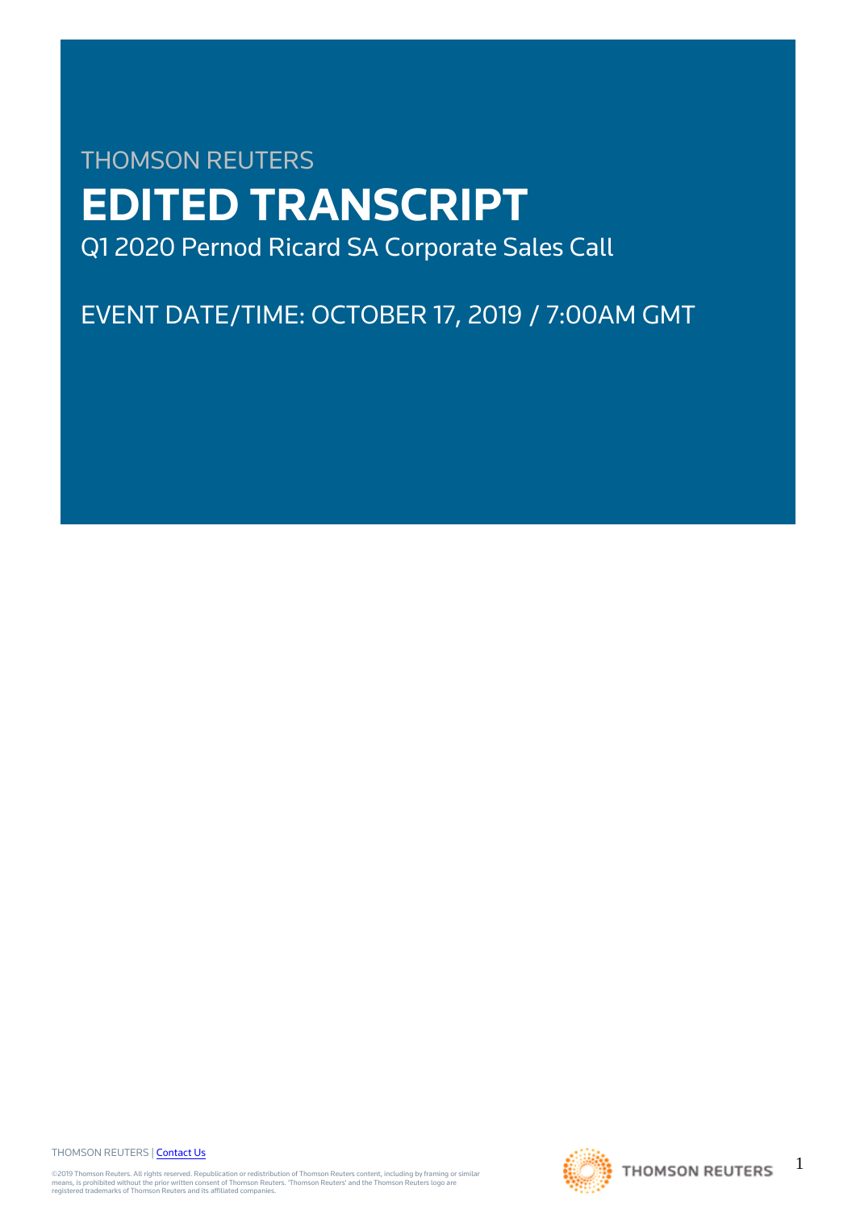THOMSON REUTERS

# EDITED TRANSCRIPT

Q1 2020 Pernod Ricard SA Corporate Sales Call

EVENT DATE/TIME: OCTOBER 17, 2019 / 7:00AM GMT

THOMSON REUTERS | Contact Us

©2019 Thomson Reuters. All rights reserved. Republication or redistribution of Thomson Reuters content, including by framing or similar means, is prohibited without the prior written consent of Thomson Reuters. 'Thomson Reuters' and the Thomson Reuters logo are registered trademarks of Thomson Reuters and its affiliated companies.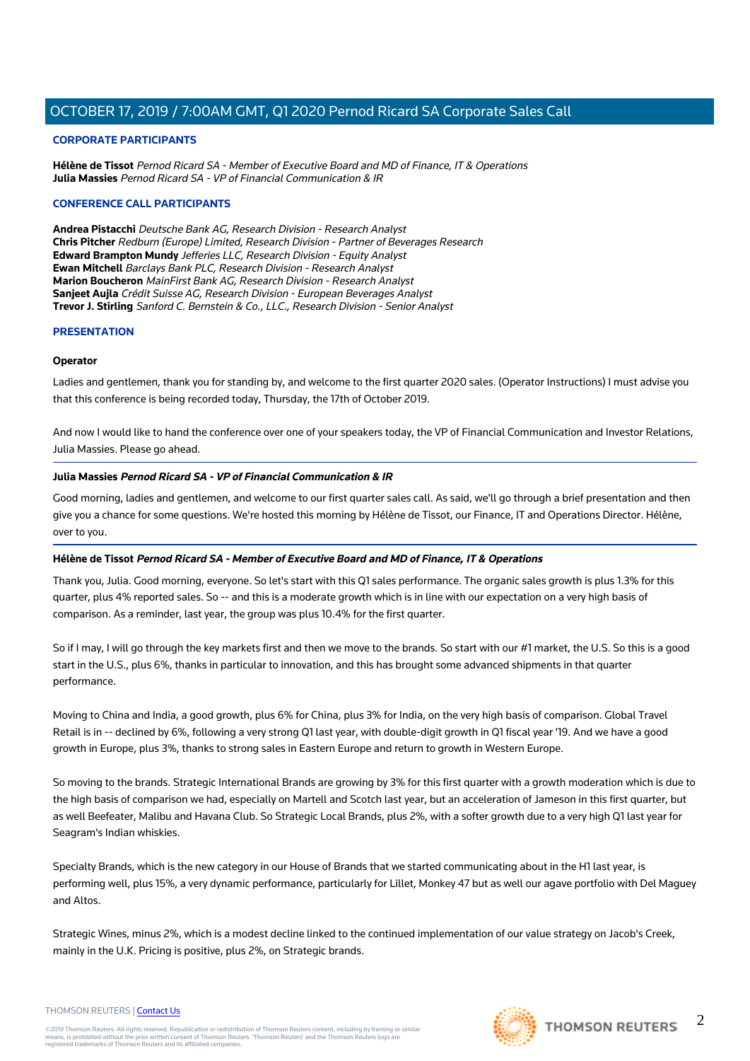## CORPORATE PARTICIPANTS

**Hélène de Tissot** *Pernod Ricard SA - Member of Executive Board and MD of Finance, IT & Operations*
**Julia Massies** *Pernod Ricard SA - VP of Financial Communication & IR*

## CONFERENCE CALL PARTICIPANTS

**Andrea Pistacchi** *Deutsche Bank AG, Research Division - Research Analyst*
**Chris Pitcher** *Redburn (Europe) Limited, Research Division - Partner of Beverages Research*
**Edward Brampton Mundy** *Jefferies LLC, Research Division - Equity Analyst*
**Ewan Mitchell** *Barclays Bank PLC, Research Division - Research Analyst*
**Marion Boucheron** *MainFirst Bank AG, Research Division - Research Analyst*
**Sanjeet Aujla** *Crédit Suisse AG, Research Division - European Beverages Analyst*
**Trevor J. Stirling** *Sanford C. Bernstein & Co., LLC., Research Division - Senior Analyst*

## PRESENTATION

### Operator

Ladies and gentlemen, thank you for standing by, and welcome to the first quarter 2020 sales. (Operator Instructions) I must advise you that this conference is being recorded today, Thursday, the 17th of October 2019.

And now I would like to hand the conference over one of your speakers today, the VP of Financial Communication and Investor Relations, Julia Massies. Please go ahead.

---

### Julia Massies *Pernod Ricard SA - VP of Financial Communication & IR*

Good morning, ladies and gentlemen, and welcome to our first quarter sales call. As said, we'll go through a brief presentation and then give you a chance for some questions. We're hosted this morning by Hélène de Tissot, our Finance, IT and Operations Director. Hélène, over to you.

---

### Hélène de Tissot *Pernod Ricard SA - Member of Executive Board and MD of Finance, IT & Operations*

Thank you, Julia. Good morning, everyone. So let's start with this Q1 sales performance. The organic sales growth is plus 1.3% for this quarter, plus 4% reported sales. So -- and this is a moderate growth which is in line with our expectation on a very high basis of comparison. As a reminder, last year, the group was plus 10.4% for the first quarter.

So if I may, I will go through the key markets first and then we move to the brands. So start with our #1 market, the U.S. So this is a good start in the U.S., plus 6%, thanks in particular to innovation, and this has brought some advanced shipments in that quarter performance.

Moving to China and India, a good growth, plus 6% for China, plus 3% for India, on the very high basis of comparison. Global Travel Retail is in -- declined by 6%, following a very strong Q1 last year, with double-digit growth in Q1 fiscal year '19. And we have a good growth in Europe, plus 3%, thanks to strong sales in Eastern Europe and return to growth in Western Europe.

So moving to the brands. Strategic International Brands are growing by 3% for this first quarter with a growth moderation which is due to the high basis of comparison we had, especially on Martell and Scotch last year, but an acceleration of Jameson in this first quarter, but as well Beefeater, Malibu and Havana Club. So Strategic Local Brands, plus 2%, with a softer growth due to a very high Q1 last year for Seagram's Indian whiskies.

Specialty Brands, which is the new category in our House of Brands that we started communicating about in the H1 last year, is performing well, plus 15%, a very dynamic performance, particularly for Lillet, Monkey 47 but as well our agave portfolio with Del Maguey and Altos.

Strategic Wines, minus 2%, which is a modest decline linked to the continued implementation of our value strategy on Jacob's Creek, mainly in the U.K. Pricing is positive, plus 2%, on Strategic brands.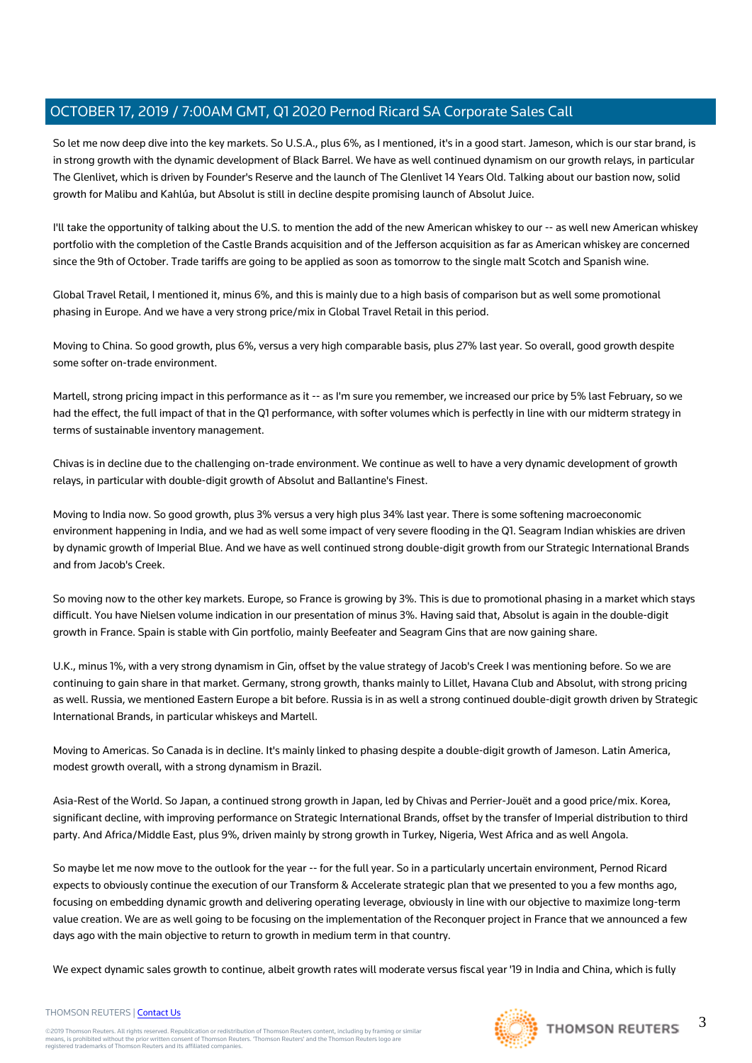So let me now deep dive into the key markets. So U.S.A., plus 6%, as I mentioned, it's in a good start. Jameson, which is our star brand, is in strong growth with the dynamic development of Black Barrel. We have as well continued dynamism on our growth relays, in particular The Glenlivet, which is driven by Founder's Reserve and the launch of The Glenlivet 14 Years Old. Talking about our bastion now, solid growth for Malibu and Kahlúa, but Absolut is still in decline despite promising launch of Absolut Juice.

I'll take the opportunity of talking about the U.S. to mention the add of the new American whiskey to our -- as well new American whiskey portfolio with the completion of the Castle Brands acquisition and of the Jefferson acquisition as far as American whiskey are concerned since the 9th of October. Trade tariffs are going to be applied as soon as tomorrow to the single malt Scotch and Spanish wine.

Global Travel Retail, I mentioned it, minus 6%, and this is mainly due to a high basis of comparison but as well some promotional phasing in Europe. And we have a very strong price/mix in Global Travel Retail in this period.

Moving to China. So good growth, plus 6%, versus a very high comparable basis, plus 27% last year. So overall, good growth despite some softer on-trade environment.

Martell, strong pricing impact in this performance as it -- as I'm sure you remember, we increased our price by 5% last February, so we had the effect, the full impact of that in the Q1 performance, with softer volumes which is perfectly in line with our midterm strategy in terms of sustainable inventory management.

Chivas is in decline due to the challenging on-trade environment. We continue as well to have a very dynamic development of growth relays, in particular with double-digit growth of Absolut and Ballantine's Finest.

Moving to India now. So good growth, plus 3% versus a very high plus 34% last year. There is some softening macroeconomic environment happening in India, and we had as well some impact of very severe flooding in the Q1. Seagram Indian whiskies are driven by dynamic growth of Imperial Blue. And we have as well continued strong double-digit growth from our Strategic International Brands and from Jacob's Creek.

So moving now to the other key markets. Europe, so France is growing by 3%. This is due to promotional phasing in a market which stays difficult. You have Nielsen volume indication in our presentation of minus 3%. Having said that, Absolut is again in the double-digit growth in France. Spain is stable with Gin portfolio, mainly Beefeater and Seagram Gins that are now gaining share.

U.K., minus 1%, with a very strong dynamism in Gin, offset by the value strategy of Jacob's Creek I was mentioning before. So we are continuing to gain share in that market. Germany, strong growth, thanks mainly to Lillet, Havana Club and Absolut, with strong pricing as well. Russia, we mentioned Eastern Europe a bit before. Russia is in as well a strong continued double-digit growth driven by Strategic International Brands, in particular whiskeys and Martell.

Moving to Americas. So Canada is in decline. It's mainly linked to phasing despite a double-digit growth of Jameson. Latin America, modest growth overall, with a strong dynamism in Brazil.

Asia-Rest of the World. So Japan, a continued strong growth in Japan, led by Chivas and Perrier-Jouët and a good price/mix. Korea, significant decline, with improving performance on Strategic International Brands, offset by the transfer of Imperial distribution to third party. And Africa/Middle East, plus 9%, driven mainly by strong growth in Turkey, Nigeria, West Africa and as well Angola.

So maybe let me now move to the outlook for the year -- for the full year. So in a particularly uncertain environment, Pernod Ricard expects to obviously continue the execution of our Transform & Accelerate strategic plan that we presented to you a few months ago, focusing on embedding dynamic growth and delivering operating leverage, obviously in line with our objective to maximize long-term value creation. We are as well going to be focusing on the implementation of the Reconquer project in France that we announced a few days ago with the main objective to return to growth in medium term in that country.

We expect dynamic sales growth to continue, albeit growth rates will moderate versus fiscal year '19 in India and China, which is fully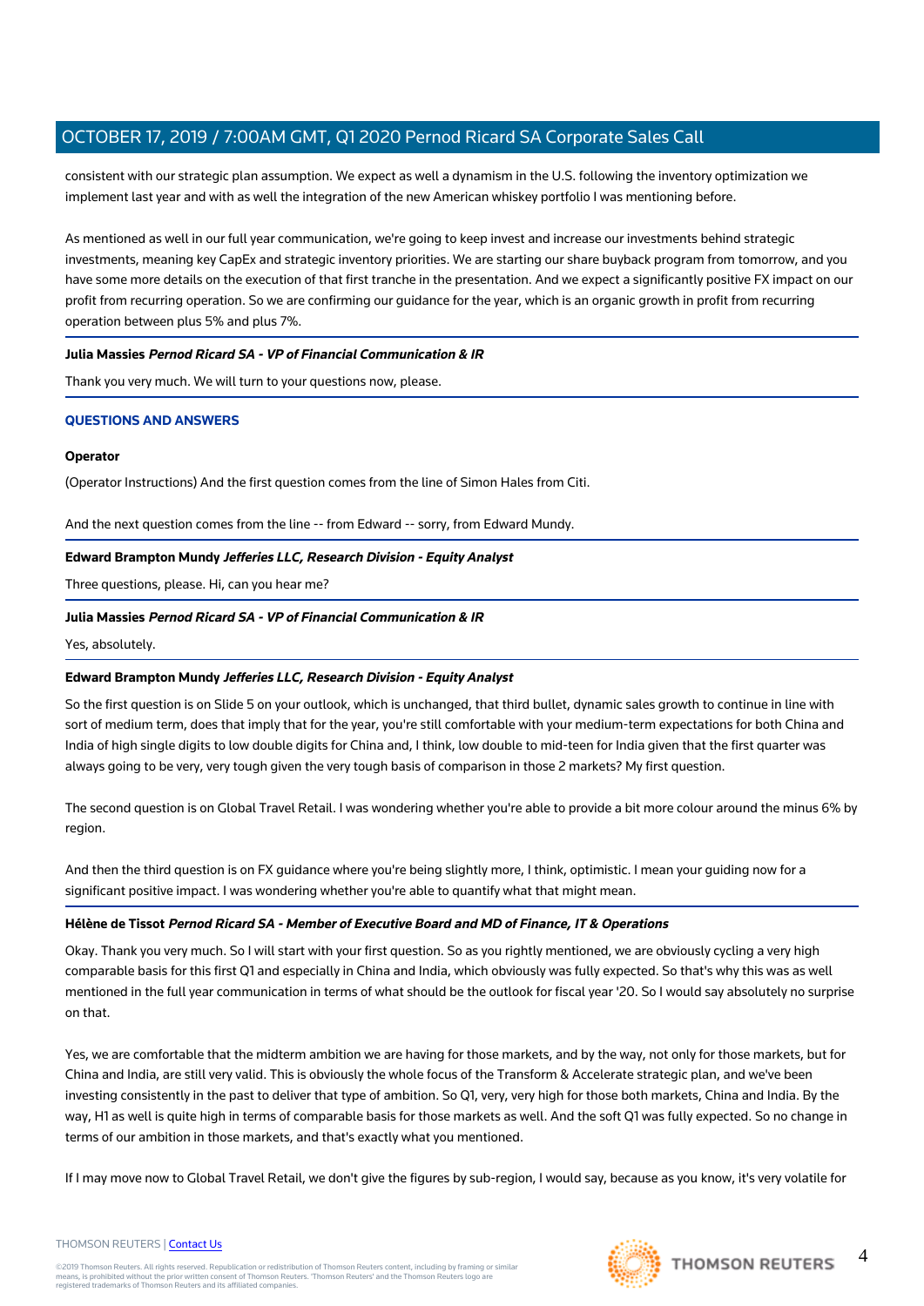consistent with our strategic plan assumption. We expect as well a dynamism in the U.S. following the inventory optimization we implement last year and with as well the integration of the new American whiskey portfolio I was mentioning before.

As mentioned as well in our full year communication, we're going to keep invest and increase our investments behind strategic investments, meaning key CapEx and strategic inventory priorities. We are starting our share buyback program from tomorrow, and you have some more details on the execution of that first tranche in the presentation. And we expect a significantly positive FX impact on our profit from recurring operation. So we are confirming our guidance for the year, which is an organic growth in profit from recurring operation between plus 5% and plus 7%.

**Julia Massies** ***Pernod Ricard SA - VP of Financial Communication & IR***

Thank you very much. We will turn to your questions now, please.

### QUESTIONS AND ANSWERS

**Operator**

(Operator Instructions) And the first question comes from the line of Simon Hales from Citi.

And the next question comes from the line -- from Edward -- sorry, from Edward Mundy.

**Edward Brampton Mundy** ***Jefferies LLC, Research Division - Equity Analyst***

Three questions, please. Hi, can you hear me?

**Julia Massies** ***Pernod Ricard SA - VP of Financial Communication & IR***

Yes, absolutely.

**Edward Brampton Mundy** ***Jefferies LLC, Research Division - Equity Analyst***

So the first question is on Slide 5 on your outlook, which is unchanged, that third bullet, dynamic sales growth to continue in line with sort of medium term, does that imply that for the year, you're still comfortable with your medium-term expectations for both China and India of high single digits to low double digits for China and, I think, low double to mid-teen for India given that the first quarter was always going to be very, very tough given the very tough basis of comparison in those 2 markets? My first question.

The second question is on Global Travel Retail. I was wondering whether you're able to provide a bit more colour around the minus 6% by region.

And then the third question is on FX guidance where you're being slightly more, I think, optimistic. I mean your guiding now for a significant positive impact. I was wondering whether you're able to quantify what that might mean.

**Hélène de Tissot** ***Pernod Ricard SA - Member of Executive Board and MD of Finance, IT & Operations***

Okay. Thank you very much. So I will start with your first question. So as you rightly mentioned, we are obviously cycling a very high comparable basis for this first Q1 and especially in China and India, which obviously was fully expected. So that's why this was as well mentioned in the full year communication in terms of what should be the outlook for fiscal year '20. So I would say absolutely no surprise on that.

Yes, we are comfortable that the midterm ambition we are having for those markets, and by the way, not only for those markets, but for China and India, are still very valid. This is obviously the whole focus of the Transform & Accelerate strategic plan, and we've been investing consistently in the past to deliver that type of ambition. So Q1, very, very high for those both markets, China and India. By the way, H1 as well is quite high in terms of comparable basis for those markets as well. And the soft Q1 was fully expected. So no change in terms of our ambition in those markets, and that's exactly what you mentioned.

If I may move now to Global Travel Retail, we don't give the figures by sub-region, I would say, because as you know, it's very volatile for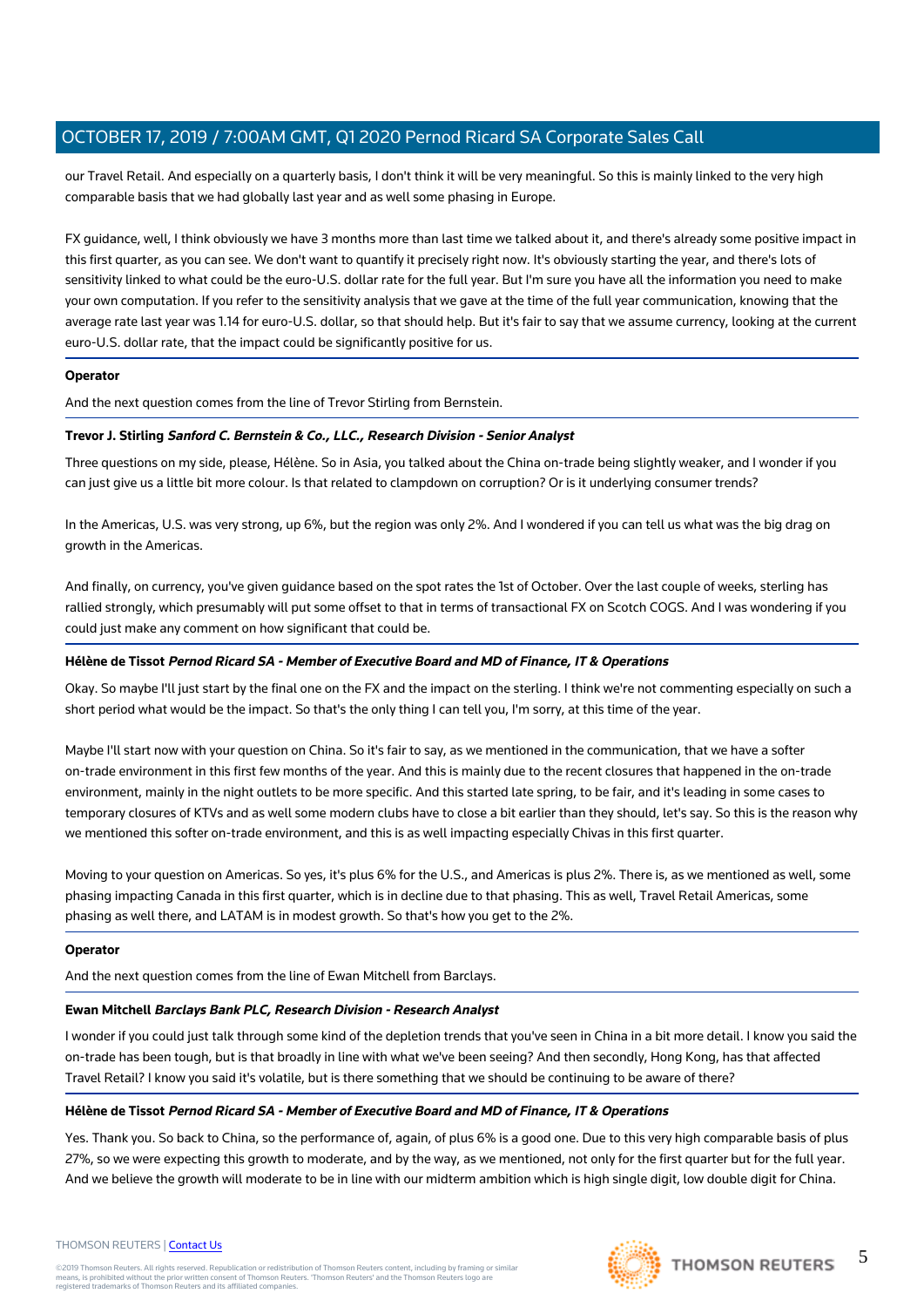our Travel Retail. And especially on a quarterly basis, I don't think it will be very meaningful. So this is mainly linked to the very high comparable basis that we had globally last year and as well some phasing in Europe.

FX guidance, well, I think obviously we have 3 months more than last time we talked about it, and there's already some positive impact in this first quarter, as you can see. We don't want to quantify it precisely right now. It's obviously starting the year, and there's lots of sensitivity linked to what could be the euro-U.S. dollar rate for the full year. But I'm sure you have all the information you need to make your own computation. If you refer to the sensitivity analysis that we gave at the time of the full year communication, knowing that the average rate last year was 1.14 for euro-U.S. dollar, so that should help. But it's fair to say that we assume currency, looking at the current euro-U.S. dollar rate, that the impact could be significantly positive for us.

**Operator**

And the next question comes from the line of Trevor Stirling from Bernstein.

**Trevor J. Stirling** ***Sanford C. Bernstein & Co., LLC., Research Division - Senior Analyst***

Three questions on my side, please, Hélène. So in Asia, you talked about the China on-trade being slightly weaker, and I wonder if you can just give us a little bit more colour. Is that related to clampdown on corruption? Or is it underlying consumer trends?

In the Americas, U.S. was very strong, up 6%, but the region was only 2%. And I wondered if you can tell us what was the big drag on growth in the Americas.

And finally, on currency, you've given guidance based on the spot rates the 1st of October. Over the last couple of weeks, sterling has rallied strongly, which presumably will put some offset to that in terms of transactional FX on Scotch COGS. And I was wondering if you could just make any comment on how significant that could be.

**Hélène de Tissot** ***Pernod Ricard SA - Member of Executive Board and MD of Finance, IT & Operations***

Okay. So maybe I'll just start by the final one on the FX and the impact on the sterling. I think we're not commenting especially on such a short period what would be the impact. So that's the only thing I can tell you, I'm sorry, at this time of the year.

Maybe I'll start now with your question on China. So it's fair to say, as we mentioned in the communication, that we have a softer on-trade environment in this first few months of the year. And this is mainly due to the recent closures that happened in the on-trade environment, mainly in the night outlets to be more specific. And this started late spring, to be fair, and it's leading in some cases to temporary closures of KTVs and as well some modern clubs have to close a bit earlier than they should, let's say. So this is the reason why we mentioned this softer on-trade environment, and this is as well impacting especially Chivas in this first quarter.

Moving to your question on Americas. So yes, it's plus 6% for the U.S., and Americas is plus 2%. There is, as we mentioned as well, some phasing impacting Canada in this first quarter, which is in decline due to that phasing. This as well, Travel Retail Americas, some phasing as well there, and LATAM is in modest growth. So that's how you get to the 2%.

**Operator**

And the next question comes from the line of Ewan Mitchell from Barclays.

**Ewan Mitchell** ***Barclays Bank PLC, Research Division - Research Analyst***

I wonder if you could just talk through some kind of the depletion trends that you've seen in China in a bit more detail. I know you said the on-trade has been tough, but is that broadly in line with what we've been seeing? And then secondly, Hong Kong, has that affected Travel Retail? I know you said it's volatile, but is there something that we should be continuing to be aware of there?

**Hélène de Tissot** ***Pernod Ricard SA - Member of Executive Board and MD of Finance, IT & Operations***

Yes. Thank you. So back to China, so the performance of, again, of plus 6% is a good one. Due to this very high comparable basis of plus 27%, so we were expecting this growth to moderate, and by the way, as we mentioned, not only for the first quarter but for the full year. And we believe the growth will moderate to be in line with our midterm ambition which is high single digit, low double digit for China.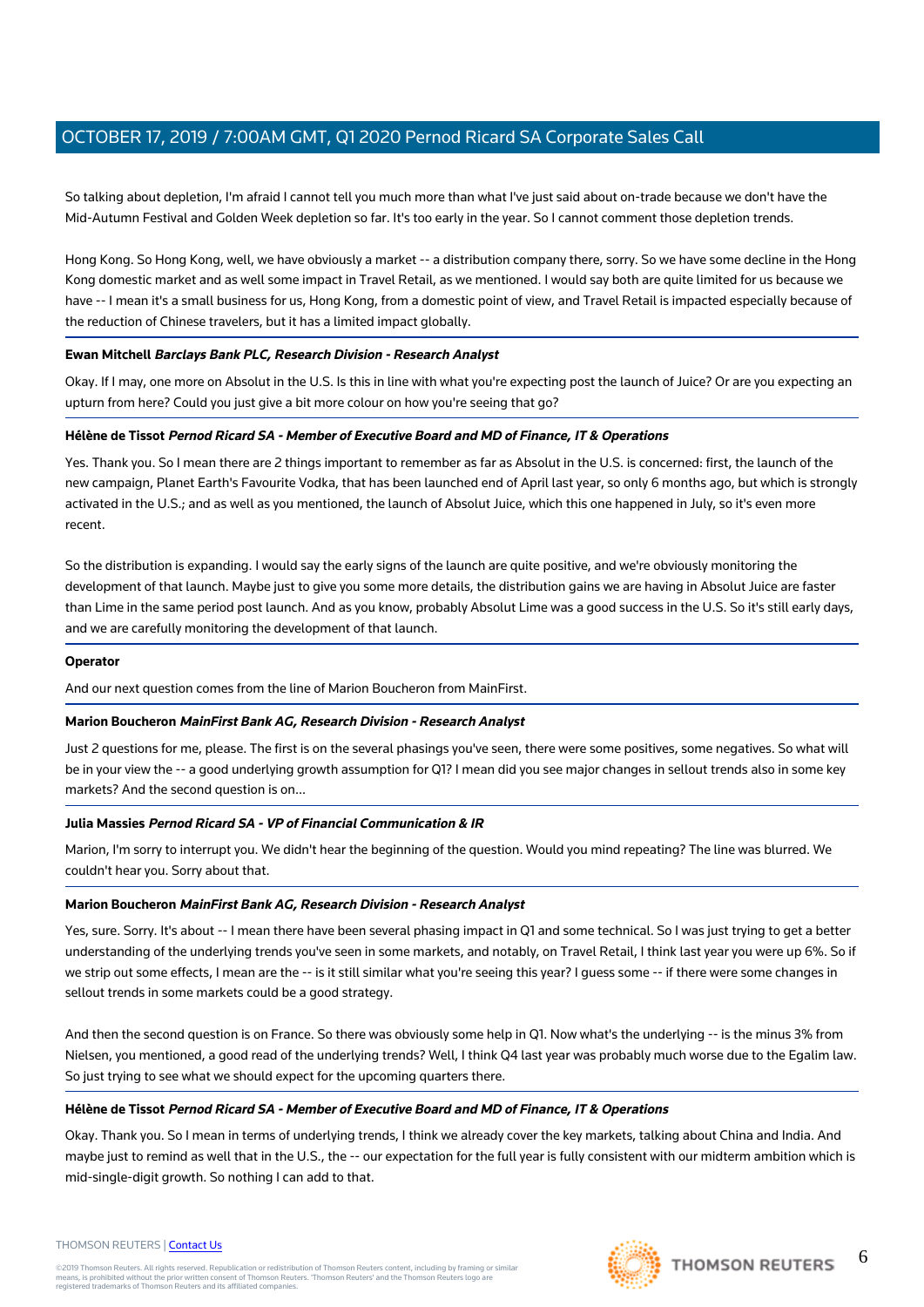So talking about depletion, I'm afraid I cannot tell you much more than what I've just said about on-trade because we don't have the Mid-Autumn Festival and Golden Week depletion so far. It's too early in the year. So I cannot comment those depletion trends.

Hong Kong. So Hong Kong, well, we have obviously a market -- a distribution company there, sorry. So we have some decline in the Hong Kong domestic market and as well some impact in Travel Retail, as we mentioned. I would say both are quite limited for us because we have -- I mean it's a small business for us, Hong Kong, from a domestic point of view, and Travel Retail is impacted especially because of the reduction of Chinese travelers, but it has a limited impact globally.

**Ewan Mitchell** ***Barclays Bank PLC, Research Division - Research Analyst***

Okay. If I may, one more on Absolut in the U.S. Is this in line with what you're expecting post the launch of Juice? Or are you expecting an upturn from here? Could you just give a bit more colour on how you're seeing that go?

**Hélène de Tissot** ***Pernod Ricard SA - Member of Executive Board and MD of Finance, IT & Operations***

Yes. Thank you. So I mean there are 2 things important to remember as far as Absolut in the U.S. is concerned: first, the launch of the new campaign, Planet Earth's Favourite Vodka, that has been launched end of April last year, so only 6 months ago, but which is strongly activated in the U.S.; and as well as you mentioned, the launch of Absolut Juice, which this one happened in July, so it's even more recent.

So the distribution is expanding. I would say the early signs of the launch are quite positive, and we're obviously monitoring the development of that launch. Maybe just to give you some more details, the distribution gains we are having in Absolut Juice are faster than Lime in the same period post launch. And as you know, probably Absolut Lime was a good success in the U.S. So it's still early days, and we are carefully monitoring the development of that launch.

**Operator**

And our next question comes from the line of Marion Boucheron from MainFirst.

**Marion Boucheron** ***MainFirst Bank AG, Research Division - Research Analyst***

Just 2 questions for me, please. The first is on the several phasings you've seen, there were some positives, some negatives. So what will be in your view the -- a good underlying growth assumption for Q1? I mean did you see major changes in sellout trends also in some key markets? And the second question is on...

**Julia Massies** ***Pernod Ricard SA - VP of Financial Communication & IR***

Marion, I'm sorry to interrupt you. We didn't hear the beginning of the question. Would you mind repeating? The line was blurred. We couldn't hear you. Sorry about that.

**Marion Boucheron** ***MainFirst Bank AG, Research Division - Research Analyst***

Yes, sure. Sorry. It's about -- I mean there have been several phasing impact in Q1 and some technical. So I was just trying to get a better understanding of the underlying trends you've seen in some markets, and notably, on Travel Retail, I think last year you were up 6%. So if we strip out some effects, I mean are the -- is it still similar what you're seeing this year? I guess some -- if there were some changes in sellout trends in some markets could be a good strategy.

And then the second question is on France. So there was obviously some help in Q1. Now what's the underlying -- is the minus 3% from Nielsen, you mentioned, a good read of the underlying trends? Well, I think Q4 last year was probably much worse due to the Egalim law. So just trying to see what we should expect for the upcoming quarters there.

**Hélène de Tissot** ***Pernod Ricard SA - Member of Executive Board and MD of Finance, IT & Operations***

Okay. Thank you. So I mean in terms of underlying trends, I think we already cover the key markets, talking about China and India. And maybe just to remind as well that in the U.S., the -- our expectation for the full year is fully consistent with our midterm ambition which is mid-single-digit growth. So nothing I can add to that.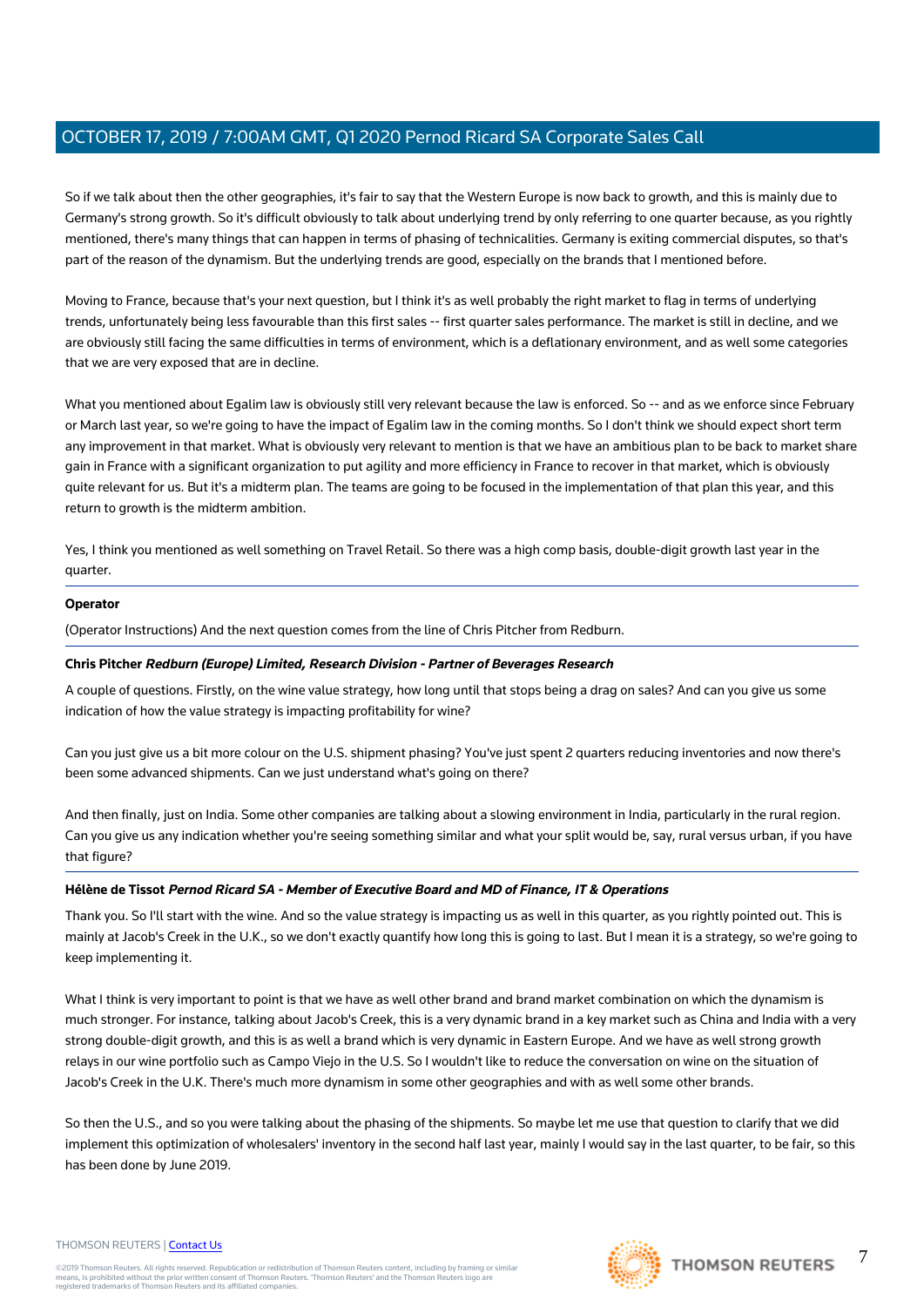So if we talk about then the other geographies, it's fair to say that the Western Europe is now back to growth, and this is mainly due to Germany's strong growth. So it's difficult obviously to talk about underlying trend by only referring to one quarter because, as you rightly mentioned, there's many things that can happen in terms of phasing of technicalities. Germany is exiting commercial disputes, so that's part of the reason of the dynamism. But the underlying trends are good, especially on the brands that I mentioned before.

Moving to France, because that's your next question, but I think it's as well probably the right market to flag in terms of underlying trends, unfortunately being less favourable than this first sales -- first quarter sales performance. The market is still in decline, and we are obviously still facing the same difficulties in terms of environment, which is a deflationary environment, and as well some categories that we are very exposed that are in decline.

What you mentioned about Egalim law is obviously still very relevant because the law is enforced. So -- and as we enforce since February or March last year, so we're going to have the impact of Egalim law in the coming months. So I don't think we should expect short term any improvement in that market. What is obviously very relevant to mention is that we have an ambitious plan to be back to market share gain in France with a significant organization to put agility and more efficiency in France to recover in that market, which is obviously quite relevant for us. But it's a midterm plan. The teams are going to be focused in the implementation of that plan this year, and this return to growth is the midterm ambition.

Yes, I think you mentioned as well something on Travel Retail. So there was a high comp basis, double-digit growth last year in the quarter.

**Operator**

(Operator Instructions) And the next question comes from the line of Chris Pitcher from Redburn.

**Chris Pitcher** ***Redburn (Europe) Limited, Research Division - Partner of Beverages Research***

A couple of questions. Firstly, on the wine value strategy, how long until that stops being a drag on sales? And can you give us some indication of how the value strategy is impacting profitability for wine?

Can you just give us a bit more colour on the U.S. shipment phasing? You've just spent 2 quarters reducing inventories and now there's been some advanced shipments. Can we just understand what's going on there?

And then finally, just on India. Some other companies are talking about a slowing environment in India, particularly in the rural region. Can you give us any indication whether you're seeing something similar and what your split would be, say, rural versus urban, if you have that figure?

**Hélène de Tissot** ***Pernod Ricard SA - Member of Executive Board and MD of Finance, IT & Operations***

Thank you. So I'll start with the wine. And so the value strategy is impacting us as well in this quarter, as you rightly pointed out. This is mainly at Jacob's Creek in the U.K., so we don't exactly quantify how long this is going to last. But I mean it is a strategy, so we're going to keep implementing it.

What I think is very important to point is that we have as well other brand and brand market combination on which the dynamism is much stronger. For instance, talking about Jacob's Creek, this is a very dynamic brand in a key market such as China and India with a very strong double-digit growth, and this is as well a brand which is very dynamic in Eastern Europe. And we have as well strong growth relays in our wine portfolio such as Campo Viejo in the U.S. So I wouldn't like to reduce the conversation on wine on the situation of Jacob's Creek in the U.K. There's much more dynamism in some other geographies and with as well some other brands.

So then the U.S., and so you were talking about the phasing of the shipments. So maybe let me use that question to clarify that we did implement this optimization of wholesalers' inventory in the second half last year, mainly I would say in the last quarter, to be fair, so this has been done by June 2019.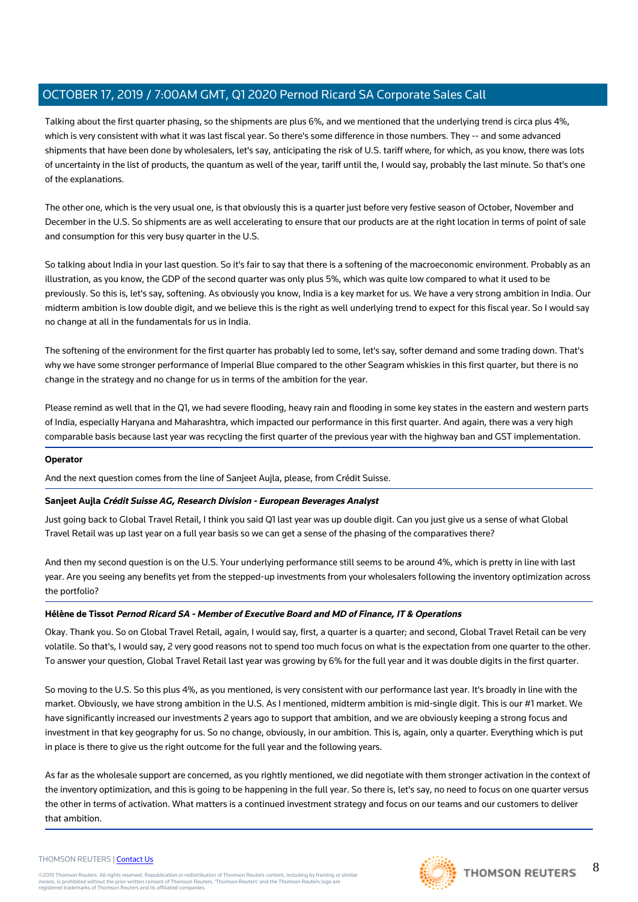Talking about the first quarter phasing, so the shipments are plus 6%, and we mentioned that the underlying trend is circa plus 4%, which is very consistent with what it was last fiscal year. So there's some difference in those numbers. They -- and some advanced shipments that have been done by wholesalers, let's say, anticipating the risk of U.S. tariff where, for which, as you know, there was lots of uncertainty in the list of products, the quantum as well of the year, tariff until the, I would say, probably the last minute. So that's one of the explanations.

The other one, which is the very usual one, is that obviously this is a quarter just before very festive season of October, November and December in the U.S. So shipments are as well accelerating to ensure that our products are at the right location in terms of point of sale and consumption for this very busy quarter in the U.S.

So talking about India in your last question. So it's fair to say that there is a softening of the macroeconomic environment. Probably as an illustration, as you know, the GDP of the second quarter was only plus 5%, which was quite low compared to what it used to be previously. So this is, let's say, softening. As obviously you know, India is a key market for us. We have a very strong ambition in India. Our midterm ambition is low double digit, and we believe this is the right as well underlying trend to expect for this fiscal year. So I would say no change at all in the fundamentals for us in India.

The softening of the environment for the first quarter has probably led to some, let's say, softer demand and some trading down. That's why we have some stronger performance of Imperial Blue compared to the other Seagram whiskies in this first quarter, but there is no change in the strategy and no change for us in terms of the ambition for the year.

Please remind as well that in the Q1, we had severe flooding, heavy rain and flooding in some key states in the eastern and western parts of India, especially Haryana and Maharashtra, which impacted our performance in this first quarter. And again, there was a very high comparable basis because last year was recycling the first quarter of the previous year with the highway ban and GST implementation.

**Operator**

And the next question comes from the line of Sanjeet Aujla, please, from Crédit Suisse.

**Sanjeet Aujla** ***Crédit Suisse AG, Research Division - European Beverages Analyst***

Just going back to Global Travel Retail, I think you said Q1 last year was up double digit. Can you just give us a sense of what Global Travel Retail was up last year on a full year basis so we can get a sense of the phasing of the comparatives there?

And then my second question is on the U.S. Your underlying performance still seems to be around 4%, which is pretty in line with last year. Are you seeing any benefits yet from the stepped-up investments from your wholesalers following the inventory optimization across the portfolio?

**Hélène de Tissot** ***Pernod Ricard SA - Member of Executive Board and MD of Finance, IT & Operations***

Okay. Thank you. So on Global Travel Retail, again, I would say, first, a quarter is a quarter; and second, Global Travel Retail can be very volatile. So that's, I would say, 2 very good reasons not to spend too much focus on what is the expectation from one quarter to the other. To answer your question, Global Travel Retail last year was growing by 6% for the full year and it was double digits in the first quarter.

So moving to the U.S. So this plus 4%, as you mentioned, is very consistent with our performance last year. It's broadly in line with the market. Obviously, we have strong ambition in the U.S. As I mentioned, midterm ambition is mid-single digit. This is our #1 market. We have significantly increased our investments 2 years ago to support that ambition, and we are obviously keeping a strong focus and investment in that key geography for us. So no change, obviously, in our ambition. This is, again, only a quarter. Everything which is put in place is there to give us the right outcome for the full year and the following years.

As far as the wholesale support are concerned, as you rightly mentioned, we did negotiate with them stronger activation in the context of the inventory optimization, and this is going to be happening in the full year. So there is, let's say, no need to focus on one quarter versus the other in terms of activation. What matters is a continued investment strategy and focus on our teams and our customers to deliver that ambition.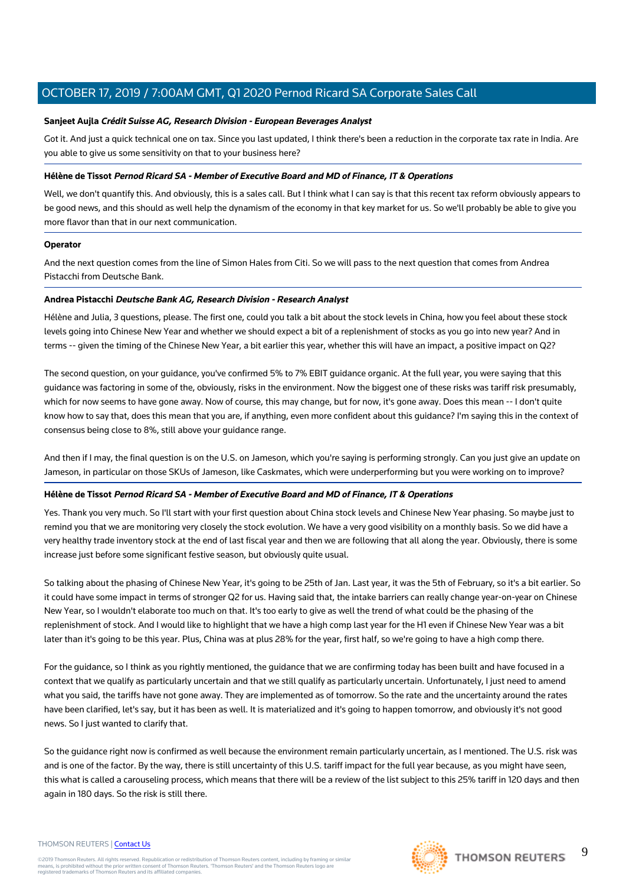**Sanjeet Aujla** ***Crédit Suisse AG, Research Division - European Beverages Analyst***

Got it. And just a quick technical one on tax. Since you last updated, I think there's been a reduction in the corporate tax rate in India. Are you able to give us some sensitivity on that to your business here?

**Hélène de Tissot** ***Pernod Ricard SA - Member of Executive Board and MD of Finance, IT & Operations***

Well, we don't quantify this. And obviously, this is a sales call. But I think what I can say is that this recent tax reform obviously appears to be good news, and this should as well help the dynamism of the economy in that key market for us. So we'll probably be able to give you more flavor than that in our next communication.

**Operator**

And the next question comes from the line of Simon Hales from Citi. So we will pass to the next question that comes from Andrea Pistacchi from Deutsche Bank.

**Andrea Pistacchi** ***Deutsche Bank AG, Research Division - Research Analyst***

Hélène and Julia, 3 questions, please. The first one, could you talk a bit about the stock levels in China, how you feel about these stock levels going into Chinese New Year and whether we should expect a bit of a replenishment of stocks as you go into new year? And in terms -- given the timing of the Chinese New Year, a bit earlier this year, whether this will have an impact, a positive impact on Q2?

The second question, on your guidance, you've confirmed 5% to 7% EBIT guidance organic. At the full year, you were saying that this guidance was factoring in some of the, obviously, risks in the environment. Now the biggest one of these risks was tariff risk presumably, which for now seems to have gone away. Now of course, this may change, but for now, it's gone away. Does this mean -- I don't quite know how to say that, does this mean that you are, if anything, even more confident about this guidance? I'm saying this in the context of consensus being close to 8%, still above your guidance range.

And then if I may, the final question is on the U.S. on Jameson, which you're saying is performing strongly. Can you just give an update on Jameson, in particular on those SKUs of Jameson, like Caskmates, which were underperforming but you were working on to improve?

**Hélène de Tissot** ***Pernod Ricard SA - Member of Executive Board and MD of Finance, IT & Operations***

Yes. Thank you very much. So I'll start with your first question about China stock levels and Chinese New Year phasing. So maybe just to remind you that we are monitoring very closely the stock evolution. We have a very good visibility on a monthly basis. So we did have a very healthy trade inventory stock at the end of last fiscal year and then we are following that all along the year. Obviously, there is some increase just before some significant festive season, but obviously quite usual.

So talking about the phasing of Chinese New Year, it's going to be 25th of Jan. Last year, it was the 5th of February, so it's a bit earlier. So it could have some impact in terms of stronger Q2 for us. Having said that, the intake barriers can really change year-on-year on Chinese New Year, so I wouldn't elaborate too much on that. It's too early to give as well the trend of what could be the phasing of the replenishment of stock. And I would like to highlight that we have a high comp last year for the H1 even if Chinese New Year was a bit later than it's going to be this year. Plus, China was at plus 28% for the year, first half, so we're going to have a high comp there.

For the guidance, so I think as you rightly mentioned, the guidance that we are confirming today has been built and have focused in a context that we qualify as particularly uncertain and that we still qualify as particularly uncertain. Unfortunately, I just need to amend what you said, the tariffs have not gone away. They are implemented as of tomorrow. So the rate and the uncertainty around the rates have been clarified, let's say, but it has been as well. It is materialized and it's going to happen tomorrow, and obviously it's not good news. So I just wanted to clarify that.

So the guidance right now is confirmed as well because the environment remain particularly uncertain, as I mentioned. The U.S. risk was and is one of the factor. By the way, there is still uncertainty of this U.S. tariff impact for the full year because, as you might have seen, this what is called a carouseling process, which means that there will be a review of the list subject to this 25% tariff in 120 days and then again in 180 days. So the risk is still there.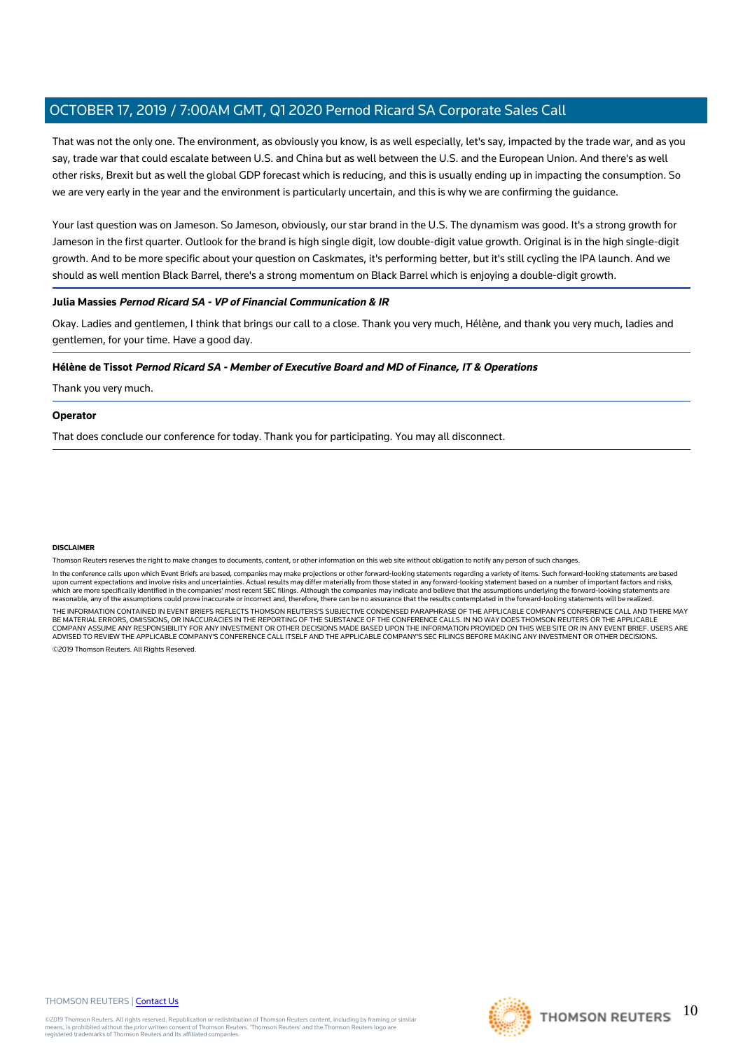That was not the only one. The environment, as obviously you know, is as well especially, let's say, impacted by the trade war, and as you say, trade war that could escalate between U.S. and China but as well between the U.S. and the European Union. And there's as well other risks, Brexit but as well the global GDP forecast which is reducing, and this is usually ending up in impacting the consumption. So we are very early in the year and the environment is particularly uncertain, and this is why we are confirming the guidance.

Your last question was on Jameson. So Jameson, obviously, our star brand in the U.S. The dynamism was good. It's a strong growth for Jameson in the first quarter. Outlook for the brand is high single digit, low double-digit value growth. Original is in the high single-digit growth. And to be more specific about your question on Caskmates, it's performing better, but it's still cycling the IPA launch. And we should as well mention Black Barrel, there's a strong momentum on Black Barrel which is enjoying a double-digit growth.

---

**Julia Massies** ***Pernod Ricard SA - VP of Financial Communication & IR***

Okay. Ladies and gentlemen, I think that brings our call to a close. Thank you very much, Hélène, and thank you very much, ladies and gentlemen, for your time. Have a good day.

---

**Hélène de Tissot** ***Pernod Ricard SA - Member of Executive Board and MD of Finance, IT & Operations***

Thank you very much.

---

**Operator**

That does conclude our conference for today. Thank you for participating. You may all disconnect.

---

**DISCLAIMER**

Thomson Reuters reserves the right to make changes to documents, content, or other information on this web site without obligation to notify any person of such changes.

In the conference calls upon which Event Briefs are based, companies may make projections or other forward-looking statements regarding a variety of items. Such forward-looking statements are based upon current expectations and involve risks and uncertainties. Actual results may differ materially from those stated in any forward-looking statement based on a number of important factors and risks, which are more specifically identified in the companies' most recent SEC filings. Although the companies may indicate and believe that the assumptions underlying the forward-looking statements are reasonable, any of the assumptions could prove inaccurate or incorrect and, therefore, there can be no assurance that the results contemplated in the forward-looking statements will be realized.

THE INFORMATION CONTAINED IN EVENT BRIEFS REFLECTS THOMSON REUTERS'S SUBJECTIVE CONDENSED PARAPHRASE OF THE APPLICABLE COMPANY'S CONFERENCE CALL AND THERE MAY BE MATERIAL ERRORS, OMISSIONS, OR INACCURACIES IN THE REPORTING OF THE SUBSTANCE OF THE CONFERENCE CALLS. IN NO WAY DOES THOMSON REUTERS OR THE APPLICABLE COMPANY ASSUME ANY RESPONSIBILITY FOR ANY INVESTMENT OR OTHER DECISIONS MADE BASED UPON THE INFORMATION PROVIDED ON THIS WEB SITE OR IN ANY EVENT BRIEF. USERS ARE ADVISED TO REVIEW THE APPLICABLE COMPANY'S CONFERENCE CALL ITSELF AND THE APPLICABLE COMPANY'S SEC FILINGS BEFORE MAKING ANY INVESTMENT OR OTHER DECISIONS.

©2019 Thomson Reuters. All Rights Reserved.